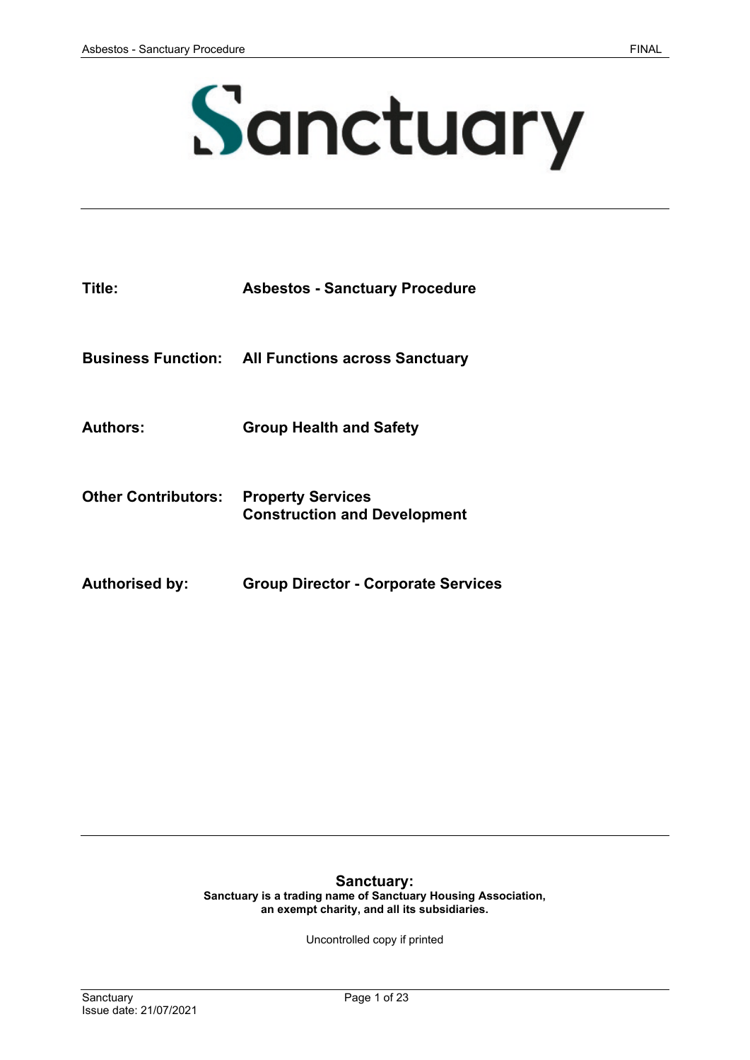# Sanctuary

**Title:** **Asbestos - Sanctuary Procedure**

**Business Function:** **All Functions across Sanctuary**

**Authors:** **Group Health and Safety**

**Other Contributors:** **Property Services**
**Construction and Development**

**Authorised by:** **Group Director - Corporate Services**

**Sanctuary:**
**Sanctuary is a trading name of Sanctuary Housing Association, an exempt charity, and all its subsidiaries.**

Uncontrolled copy if printed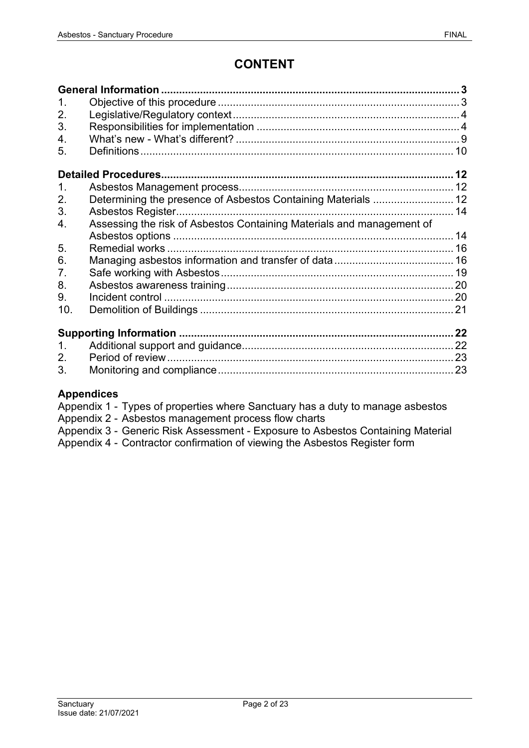# CONTENT

| | | |
|---|---|---|
| **General Information** | | **3** |
| 1. | Objective of this procedure | 3 |
| 2. | Legislative/Regulatory context | 4 |
| 3. | Responsibilities for implementation | 4 |
| 4. | What's new - What's different? | 9 |
| 5. | Definitions | 10 |
| **Detailed Procedures** | | **12** |
| 1. | Asbestos Management process | 12 |
| 2. | Determining the presence of Asbestos Containing Materials | 12 |
| 3. | Asbestos Register | 14 |
| 4. | Assessing the risk of Asbestos Containing Materials and management of Asbestos options | 14 |
| 5. | Remedial works | 16 |
| 6. | Managing asbestos information and transfer of data | 16 |
| 7. | Safe working with Asbestos | 19 |
| 8. | Asbestos awareness training | 20 |
| 9. | Incident control | 20 |
| 10. | Demolition of Buildings | 21 |
| **Supporting Information** | | **22** |
| 1. | Additional support and guidance | 22 |
| 2. | Period of review | 23 |
| 3. | Monitoring and compliance | 23 |

**Appendices**

Appendix 1 - Types of properties where Sanctuary has a duty to manage asbestos
Appendix 2 - Asbestos management process flow charts
Appendix 3 - Generic Risk Assessment - Exposure to Asbestos Containing Material
Appendix 4 - Contractor confirmation of viewing the Asbestos Register form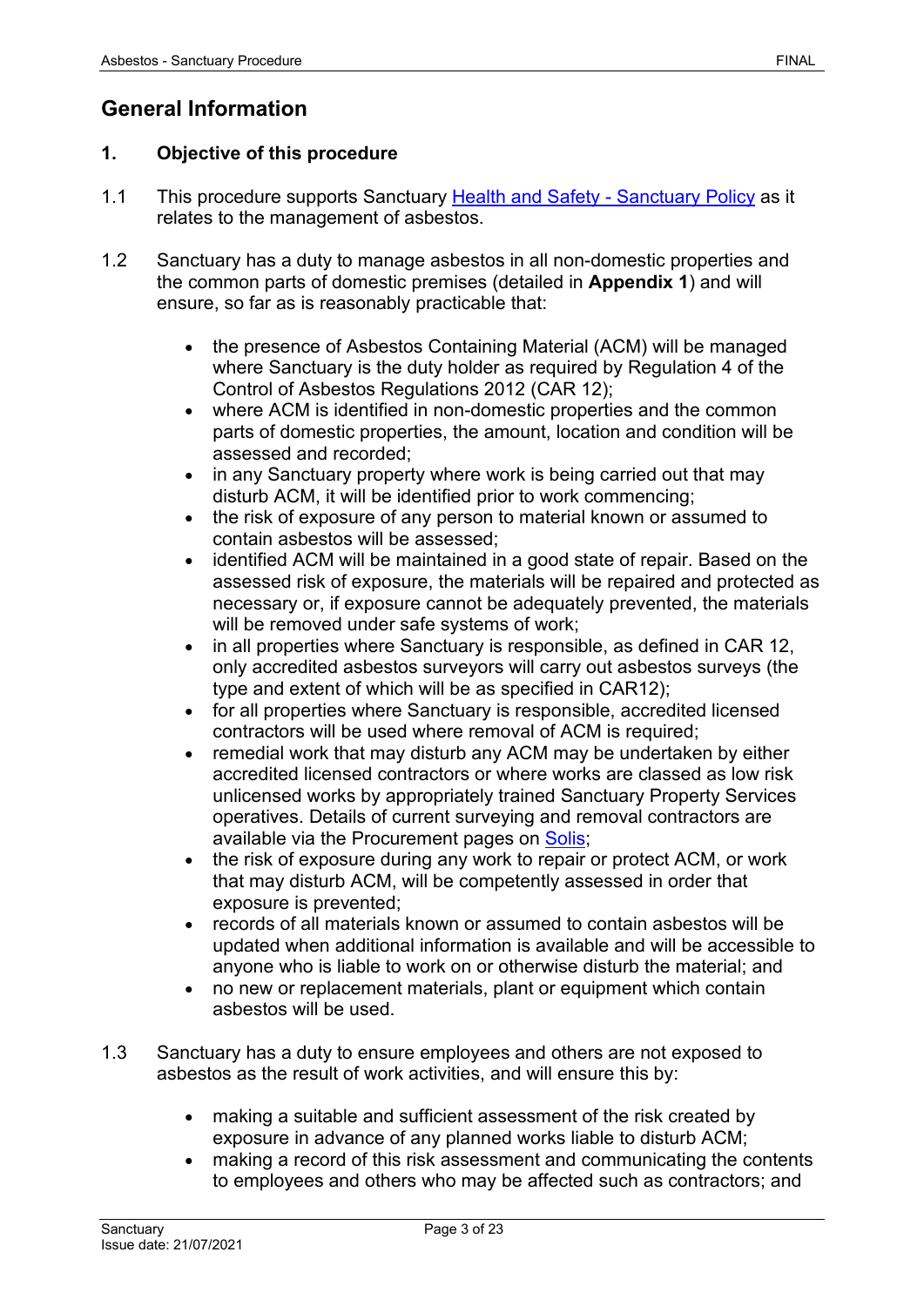## General Information

### 1. Objective of this procedure

1.1 This procedure supports Sanctuary Health and Safety - Sanctuary Policy as it relates to the management of asbestos.

1.2 Sanctuary has a duty to manage asbestos in all non-domestic properties and the common parts of domestic premises (detailed in **Appendix 1**) and will ensure, so far as is reasonably practicable that:

- the presence of Asbestos Containing Material (ACM) will be managed where Sanctuary is the duty holder as required by Regulation 4 of the Control of Asbestos Regulations 2012 (CAR 12);
- where ACM is identified in non-domestic properties and the common parts of domestic properties, the amount, location and condition will be assessed and recorded;
- in any Sanctuary property where work is being carried out that may disturb ACM, it will be identified prior to work commencing;
- the risk of exposure of any person to material known or assumed to contain asbestos will be assessed;
- identified ACM will be maintained in a good state of repair. Based on the assessed risk of exposure, the materials will be repaired and protected as necessary or, if exposure cannot be adequately prevented, the materials will be removed under safe systems of work;
- in all properties where Sanctuary is responsible, as defined in CAR 12, only accredited asbestos surveyors will carry out asbestos surveys (the type and extent of which will be as specified in CAR12);
- for all properties where Sanctuary is responsible, accredited licensed contractors will be used where removal of ACM is required;
- remedial work that may disturb any ACM may be undertaken by either accredited licensed contractors or where works are classed as low risk unlicensed works by appropriately trained Sanctuary Property Services operatives. Details of current surveying and removal contractors are available via the Procurement pages on Solis;
- the risk of exposure during any work to repair or protect ACM, or work that may disturb ACM, will be competently assessed in order that exposure is prevented;
- records of all materials known or assumed to contain asbestos will be updated when additional information is available and will be accessible to anyone who is liable to work on or otherwise disturb the material; and
- no new or replacement materials, plant or equipment which contain asbestos will be used.

1.3 Sanctuary has a duty to ensure employees and others are not exposed to asbestos as the result of work activities, and will ensure this by:

- making a suitable and sufficient assessment of the risk created by exposure in advance of any planned works liable to disturb ACM;
- making a record of this risk assessment and communicating the contents to employees and others who may be affected such as contractors; and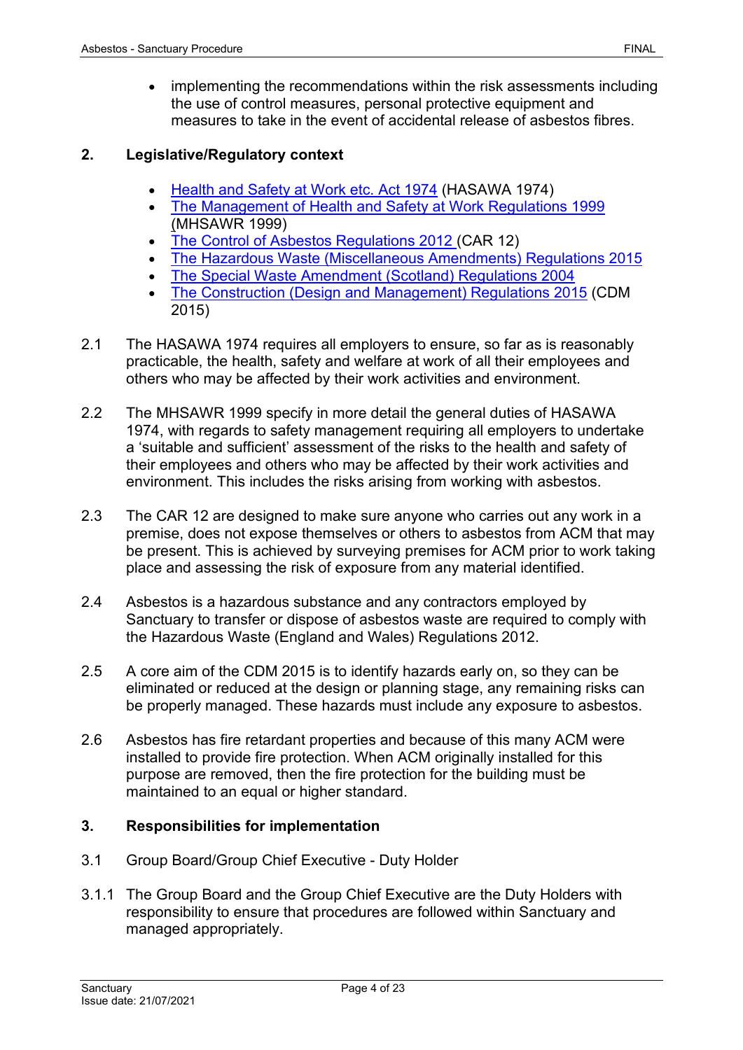- implementing the recommendations within the risk assessments including the use of control measures, personal protective equipment and measures to take in the event of accidental release of asbestos fibres.

## 2. Legislative/Regulatory context

- Health and Safety at Work etc. Act 1974 (HASAWA 1974)
- The Management of Health and Safety at Work Regulations 1999 (MHSAWR 1999)
- The Control of Asbestos Regulations 2012 (CAR 12)
- The Hazardous Waste (Miscellaneous Amendments) Regulations 2015
- The Special Waste Amendment (Scotland) Regulations 2004
- The Construction (Design and Management) Regulations 2015 (CDM 2015)

2.1 The HASAWA 1974 requires all employers to ensure, so far as is reasonably practicable, the health, safety and welfare at work of all their employees and others who may be affected by their work activities and environment.

2.2 The MHSAWR 1999 specify in more detail the general duties of HASAWA 1974, with regards to safety management requiring all employers to undertake a 'suitable and sufficient' assessment of the risks to the health and safety of their employees and others who may be affected by their work activities and environment. This includes the risks arising from working with asbestos.

2.3 The CAR 12 are designed to make sure anyone who carries out any work in a premise, does not expose themselves or others to asbestos from ACM that may be present. This is achieved by surveying premises for ACM prior to work taking place and assessing the risk of exposure from any material identified.

2.4 Asbestos is a hazardous substance and any contractors employed by Sanctuary to transfer or dispose of asbestos waste are required to comply with the Hazardous Waste (England and Wales) Regulations 2012.

2.5 A core aim of the CDM 2015 is to identify hazards early on, so they can be eliminated or reduced at the design or planning stage, any remaining risks can be properly managed. These hazards must include any exposure to asbestos.

2.6 Asbestos has fire retardant properties and because of this many ACM were installed to provide fire protection. When ACM originally installed for this purpose are removed, then the fire protection for the building must be maintained to an equal or higher standard.

## 3. Responsibilities for implementation

3.1 Group Board/Group Chief Executive - Duty Holder

3.1.1 The Group Board and the Group Chief Executive are the Duty Holders with responsibility to ensure that procedures are followed within Sanctuary and managed appropriately.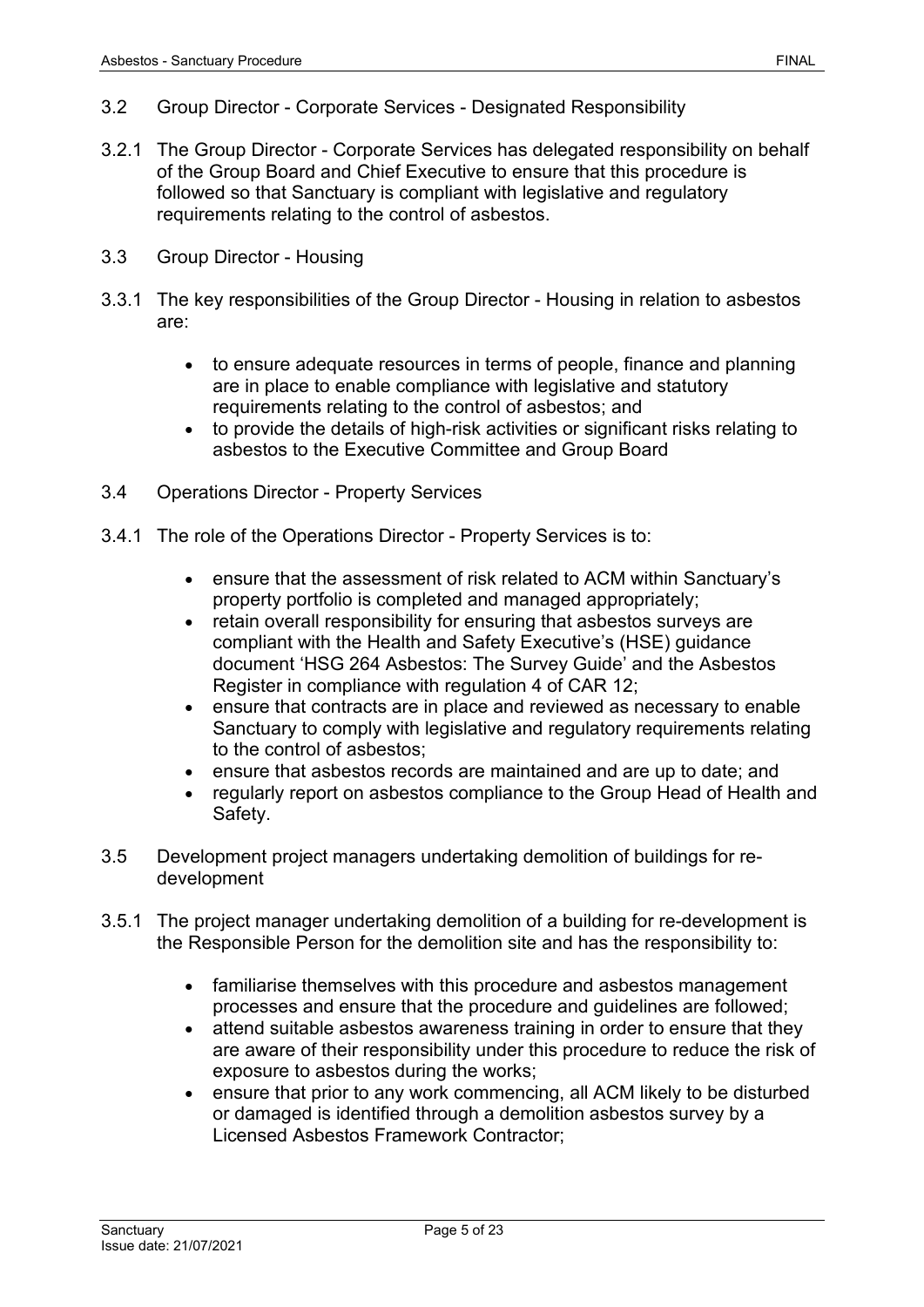### 3.2 Group Director - Corporate Services - Designated Responsibility

3.2.1 The Group Director - Corporate Services has delegated responsibility on behalf of the Group Board and Chief Executive to ensure that this procedure is followed so that Sanctuary is compliant with legislative and regulatory requirements relating to the control of asbestos.

### 3.3 Group Director - Housing

3.3.1 The key responsibilities of the Group Director - Housing in relation to asbestos are:

- to ensure adequate resources in terms of people, finance and planning are in place to enable compliance with legislative and statutory requirements relating to the control of asbestos; and
- to provide the details of high-risk activities or significant risks relating to asbestos to the Executive Committee and Group Board

### 3.4 Operations Director - Property Services

3.4.1 The role of the Operations Director - Property Services is to:

- ensure that the assessment of risk related to ACM within Sanctuary's property portfolio is completed and managed appropriately;
- retain overall responsibility for ensuring that asbestos surveys are compliant with the Health and Safety Executive's (HSE) guidance document 'HSG 264 Asbestos: The Survey Guide' and the Asbestos Register in compliance with regulation 4 of CAR 12;
- ensure that contracts are in place and reviewed as necessary to enable Sanctuary to comply with legislative and regulatory requirements relating to the control of asbestos;
- ensure that asbestos records are maintained and are up to date; and
- regularly report on asbestos compliance to the Group Head of Health and Safety.

### 3.5 Development project managers undertaking demolition of buildings for re-development

3.5.1 The project manager undertaking demolition of a building for re-development is the Responsible Person for the demolition site and has the responsibility to:

- familiarise themselves with this procedure and asbestos management processes and ensure that the procedure and guidelines are followed;
- attend suitable asbestos awareness training in order to ensure that they are aware of their responsibility under this procedure to reduce the risk of exposure to asbestos during the works;
- ensure that prior to any work commencing, all ACM likely to be disturbed or damaged is identified through a demolition asbestos survey by a Licensed Asbestos Framework Contractor;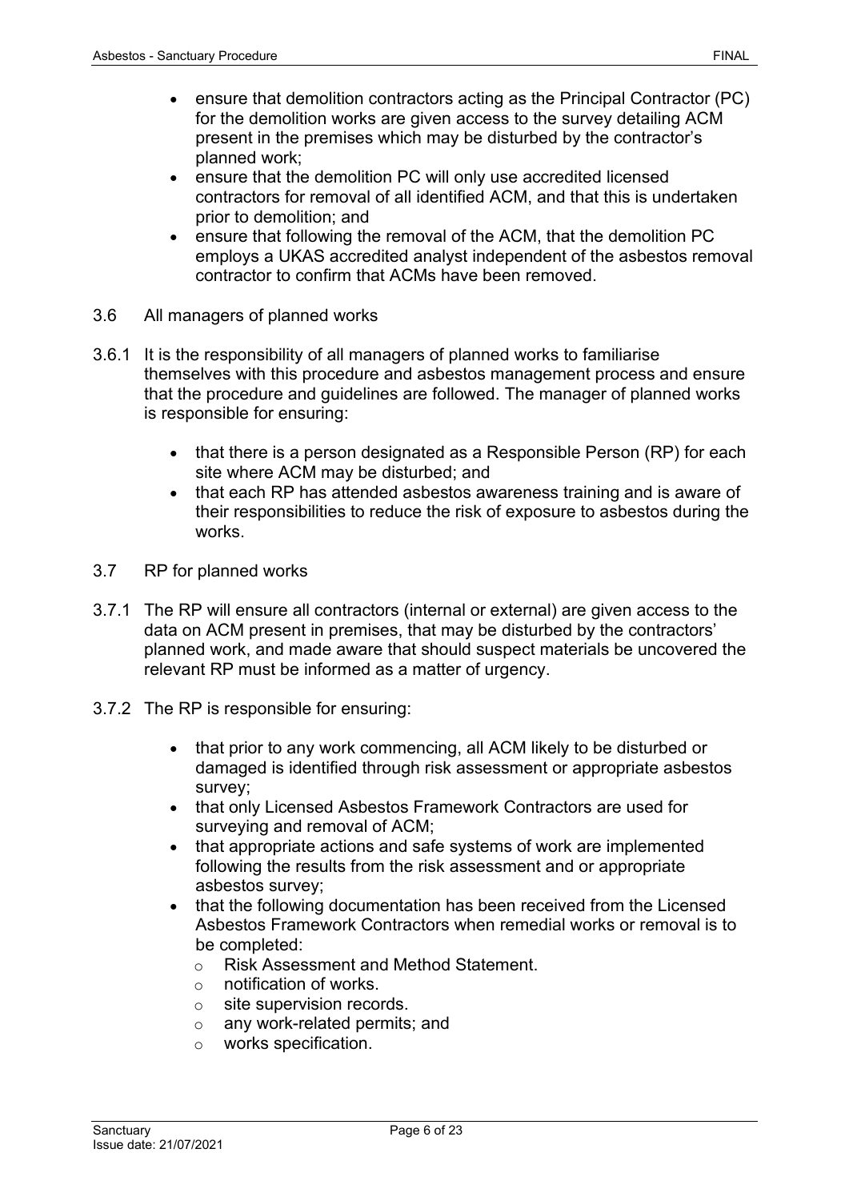- ensure that demolition contractors acting as the Principal Contractor (PC) for the demolition works are given access to the survey detailing ACM present in the premises which may be disturbed by the contractor's planned work;
- ensure that the demolition PC will only use accredited licensed contractors for removal of all identified ACM, and that this is undertaken prior to demolition; and
- ensure that following the removal of the ACM, that the demolition PC employs a UKAS accredited analyst independent of the asbestos removal contractor to confirm that ACMs have been removed.

## 3.6 All managers of planned works

3.6.1 It is the responsibility of all managers of planned works to familiarise themselves with this procedure and asbestos management process and ensure that the procedure and guidelines are followed. The manager of planned works is responsible for ensuring:

- that there is a person designated as a Responsible Person (RP) for each site where ACM may be disturbed; and
- that each RP has attended asbestos awareness training and is aware of their responsibilities to reduce the risk of exposure to asbestos during the works.

## 3.7 RP for planned works

3.7.1 The RP will ensure all contractors (internal or external) are given access to the data on ACM present in premises, that may be disturbed by the contractors' planned work, and made aware that should suspect materials be uncovered the relevant RP must be informed as a matter of urgency.

3.7.2 The RP is responsible for ensuring:

- that prior to any work commencing, all ACM likely to be disturbed or damaged is identified through risk assessment or appropriate asbestos survey;
- that only Licensed Asbestos Framework Contractors are used for surveying and removal of ACM;
- that appropriate actions and safe systems of work are implemented following the results from the risk assessment and or appropriate asbestos survey;
- that the following documentation has been received from the Licensed Asbestos Framework Contractors when remedial works or removal is to be completed:
  - Risk Assessment and Method Statement.
  - notification of works.
  - site supervision records.
  - any work-related permits; and
  - works specification.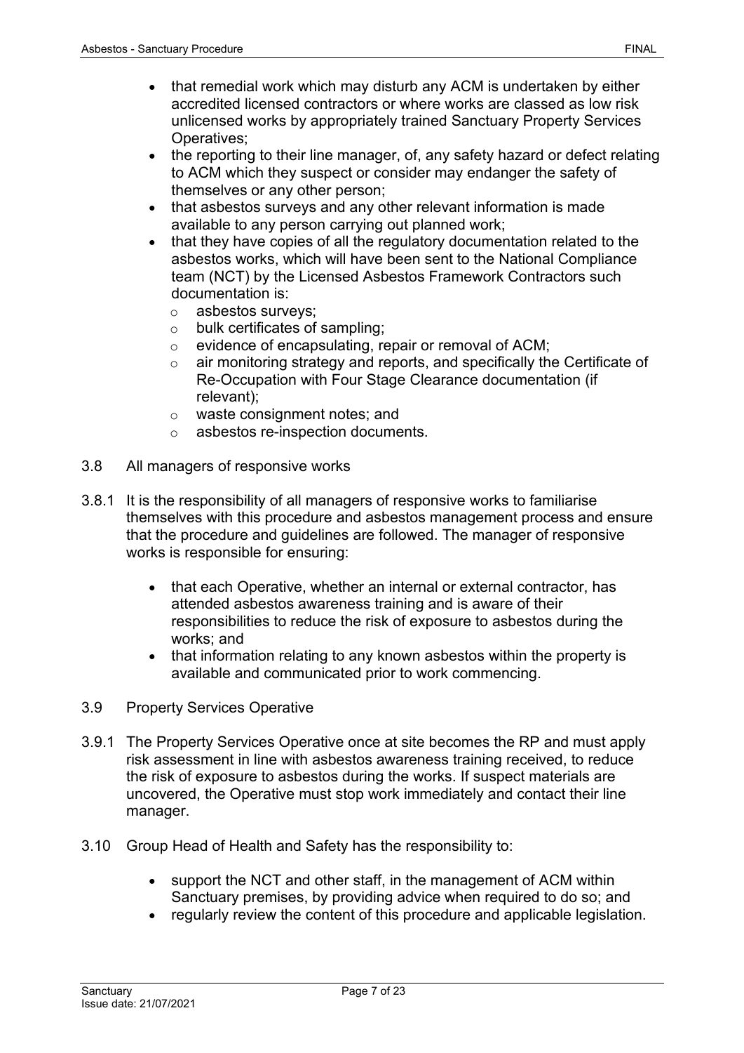- that remedial work which may disturb any ACM is undertaken by either accredited licensed contractors or where works are classed as low risk unlicensed works by appropriately trained Sanctuary Property Services Operatives;
- the reporting to their line manager, of, any safety hazard or defect relating to ACM which they suspect or consider may endanger the safety of themselves or any other person;
- that asbestos surveys and any other relevant information is made available to any person carrying out planned work;
- that they have copies of all the regulatory documentation related to the asbestos works, which will have been sent to the National Compliance team (NCT) by the Licensed Asbestos Framework Contractors such documentation is:
  - asbestos surveys;
  - bulk certificates of sampling;
  - evidence of encapsulating, repair or removal of ACM;
  - air monitoring strategy and reports, and specifically the Certificate of Re-Occupation with Four Stage Clearance documentation (if relevant);
  - waste consignment notes; and
  - asbestos re-inspection documents.

3.8 All managers of responsive works

3.8.1 It is the responsibility of all managers of responsive works to familiarise themselves with this procedure and asbestos management process and ensure that the procedure and guidelines are followed. The manager of responsive works is responsible for ensuring:

- that each Operative, whether an internal or external contractor, has attended asbestos awareness training and is aware of their responsibilities to reduce the risk of exposure to asbestos during the works; and
- that information relating to any known asbestos within the property is available and communicated prior to work commencing.

3.9 Property Services Operative

3.9.1 The Property Services Operative once at site becomes the RP and must apply risk assessment in line with asbestos awareness training received, to reduce the risk of exposure to asbestos during the works. If suspect materials are uncovered, the Operative must stop work immediately and contact their line manager.

3.10 Group Head of Health and Safety has the responsibility to:

- support the NCT and other staff, in the management of ACM within Sanctuary premises, by providing advice when required to do so; and
- regularly review the content of this procedure and applicable legislation.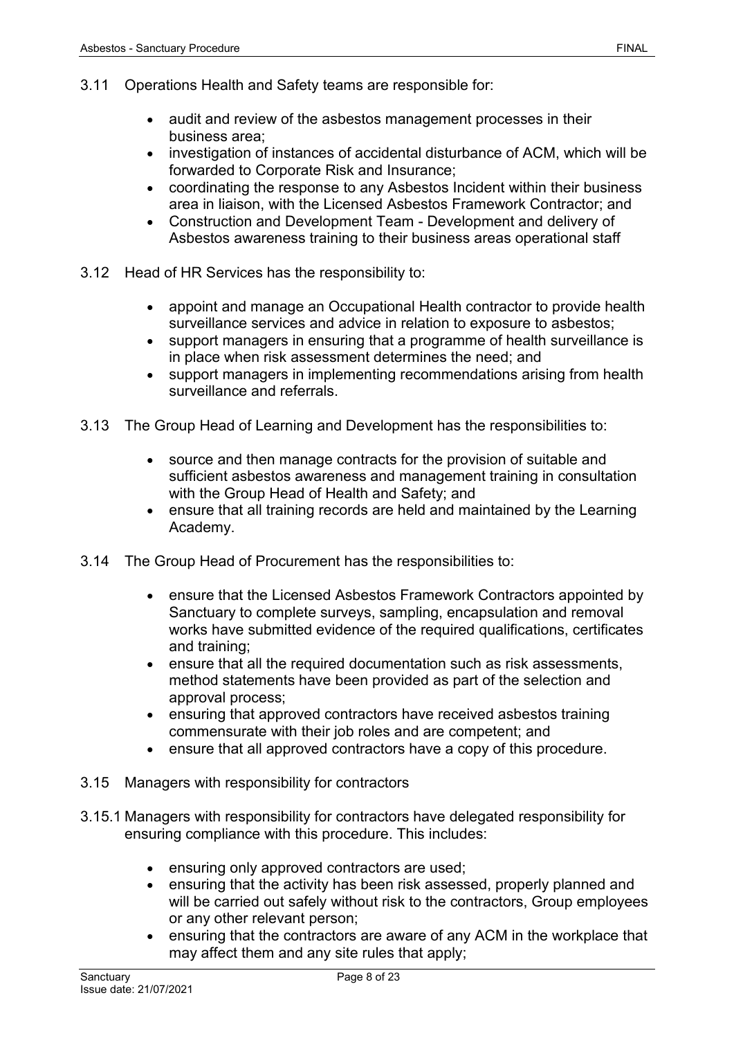3.11 Operations Health and Safety teams are responsible for:

- audit and review of the asbestos management processes in their business area;
- investigation of instances of accidental disturbance of ACM, which will be forwarded to Corporate Risk and Insurance;
- coordinating the response to any Asbestos Incident within their business area in liaison, with the Licensed Asbestos Framework Contractor; and
- Construction and Development Team - Development and delivery of Asbestos awareness training to their business areas operational staff

3.12 Head of HR Services has the responsibility to:

- appoint and manage an Occupational Health contractor to provide health surveillance services and advice in relation to exposure to asbestos;
- support managers in ensuring that a programme of health surveillance is in place when risk assessment determines the need; and
- support managers in implementing recommendations arising from health surveillance and referrals.

3.13 The Group Head of Learning and Development has the responsibilities to:

- source and then manage contracts for the provision of suitable and sufficient asbestos awareness and management training in consultation with the Group Head of Health and Safety; and
- ensure that all training records are held and maintained by the Learning Academy.

3.14 The Group Head of Procurement has the responsibilities to:

- ensure that the Licensed Asbestos Framework Contractors appointed by Sanctuary to complete surveys, sampling, encapsulation and removal works have submitted evidence of the required qualifications, certificates and training;
- ensure that all the required documentation such as risk assessments, method statements have been provided as part of the selection and approval process;
- ensuring that approved contractors have received asbestos training commensurate with their job roles and are competent; and
- ensure that all approved contractors have a copy of this procedure.

3.15 Managers with responsibility for contractors

3.15.1 Managers with responsibility for contractors have delegated responsibility for ensuring compliance with this procedure. This includes:

- ensuring only approved contractors are used;
- ensuring that the activity has been risk assessed, properly planned and will be carried out safely without risk to the contractors, Group employees or any other relevant person;
- ensuring that the contractors are aware of any ACM in the workplace that may affect them and any site rules that apply;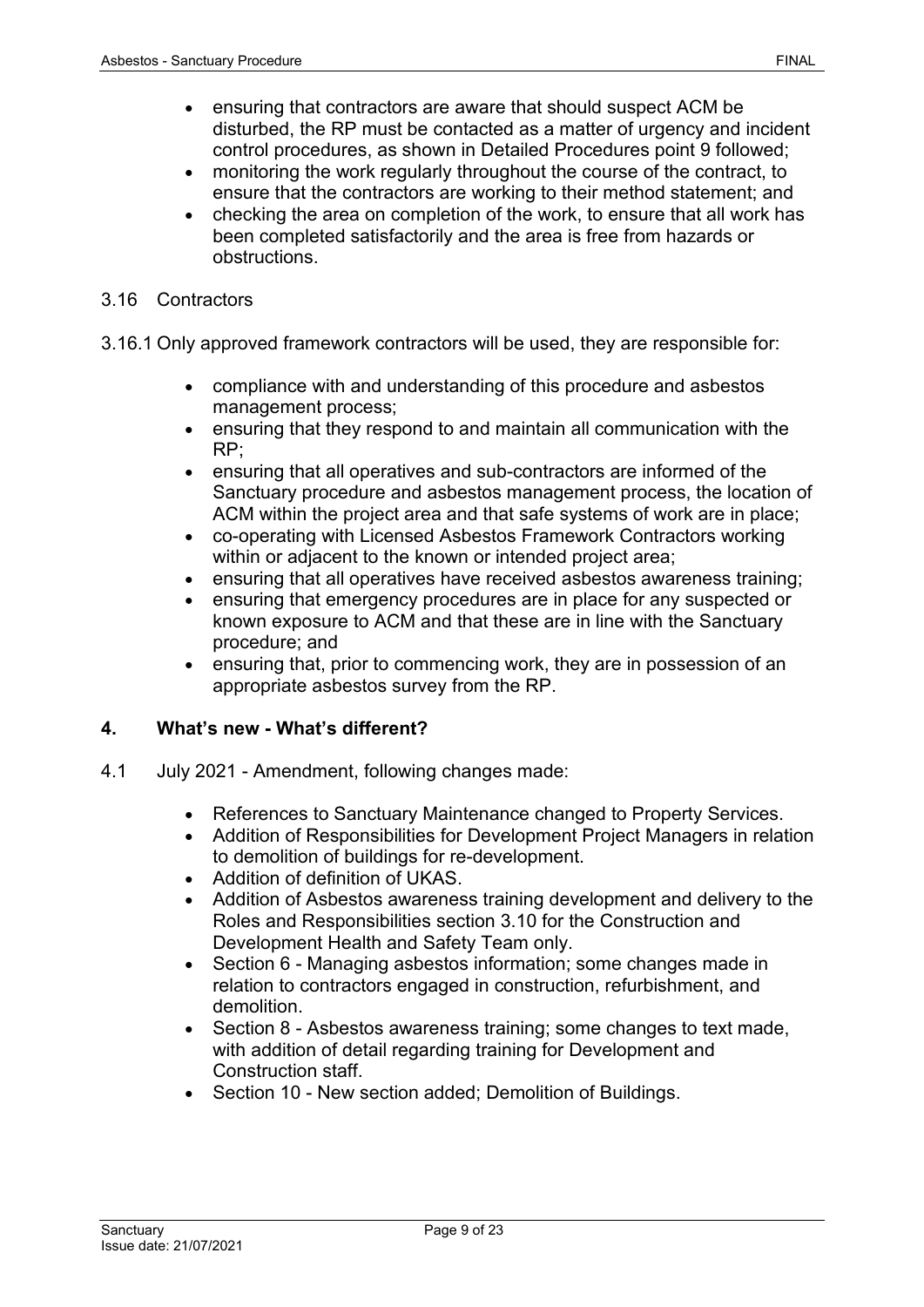- ensuring that contractors are aware that should suspect ACM be disturbed, the RP must be contacted as a matter of urgency and incident control procedures, as shown in Detailed Procedures point 9 followed;
- monitoring the work regularly throughout the course of the contract, to ensure that the contractors are working to their method statement; and
- checking the area on completion of the work, to ensure that all work has been completed satisfactorily and the area is free from hazards or obstructions.

3.16 Contractors

3.16.1 Only approved framework contractors will be used, they are responsible for:

- compliance with and understanding of this procedure and asbestos management process;
- ensuring that they respond to and maintain all communication with the RP;
- ensuring that all operatives and sub-contractors are informed of the Sanctuary procedure and asbestos management process, the location of ACM within the project area and that safe systems of work are in place;
- co-operating with Licensed Asbestos Framework Contractors working within or adjacent to the known or intended project area;
- ensuring that all operatives have received asbestos awareness training;
- ensuring that emergency procedures are in place for any suspected or known exposure to ACM and that these are in line with the Sanctuary procedure; and
- ensuring that, prior to commencing work, they are in possession of an appropriate asbestos survey from the RP.

## 4. What's new - What's different?

4.1 July 2021 - Amendment, following changes made:

- References to Sanctuary Maintenance changed to Property Services.
- Addition of Responsibilities for Development Project Managers in relation to demolition of buildings for re-development.
- Addition of definition of UKAS.
- Addition of Asbestos awareness training development and delivery to the Roles and Responsibilities section 3.10 for the Construction and Development Health and Safety Team only.
- Section 6 - Managing asbestos information; some changes made in relation to contractors engaged in construction, refurbishment, and demolition.
- Section 8 - Asbestos awareness training; some changes to text made, with addition of detail regarding training for Development and Construction staff.
- Section 10 - New section added; Demolition of Buildings.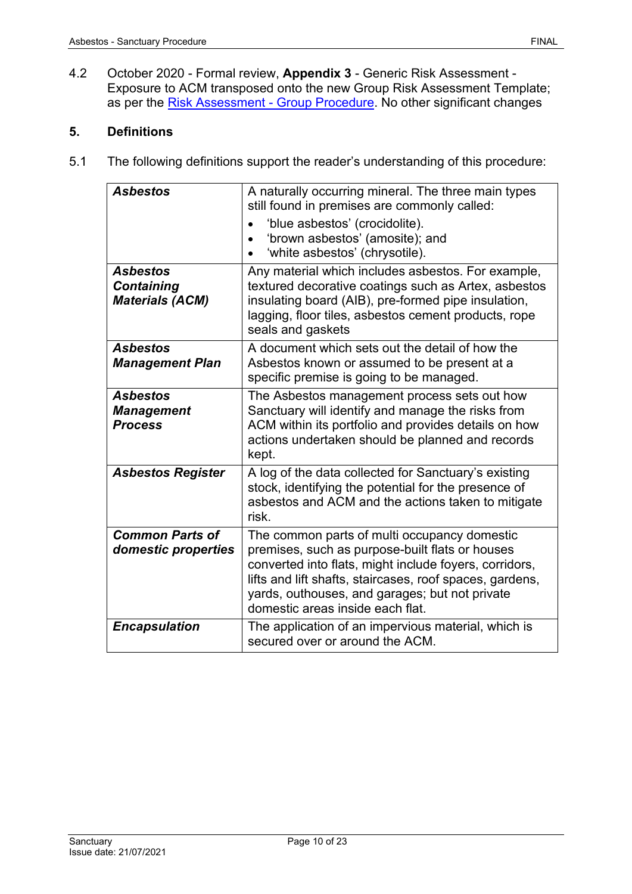4.2 October 2020 - Formal review, **Appendix 3** - Generic Risk Assessment - Exposure to ACM transposed onto the new Group Risk Assessment Template; as per the Risk Assessment - Group Procedure. No other significant changes

## 5. Definitions

5.1 The following definitions support the reader's understanding of this procedure:

| | |
|---|---|
| ***Asbestos*** | A naturally occurring mineral. The three main types still found in premises are commonly called:<br>• 'blue asbestos' (crocidolite).<br>• 'brown asbestos' (amosite); and<br>• 'white asbestos' (chrysotile). |
| ***Asbestos Containing Materials (ACM)*** | Any material which includes asbestos. For example, textured decorative coatings such as Artex, asbestos insulating board (AIB), pre-formed pipe insulation, lagging, floor tiles, asbestos cement products, rope seals and gaskets |
| ***Asbestos Management Plan*** | A document which sets out the detail of how the Asbestos known or assumed to be present at a specific premise is going to be managed. |
| ***Asbestos Management Process*** | The Asbestos management process sets out how Sanctuary will identify and manage the risks from ACM within its portfolio and provides details on how actions undertaken should be planned and records kept. |
| ***Asbestos Register*** | A log of the data collected for Sanctuary's existing stock, identifying the potential for the presence of asbestos and ACM and the actions taken to mitigate risk. |
| ***Common Parts of domestic properties*** | The common parts of multi occupancy domestic premises, such as purpose-built flats or houses converted into flats, might include foyers, corridors, lifts and lift shafts, staircases, roof spaces, gardens, yards, outhouses, and garages; but not private domestic areas inside each flat. |
| ***Encapsulation*** | The application of an impervious material, which is secured over or around the ACM. |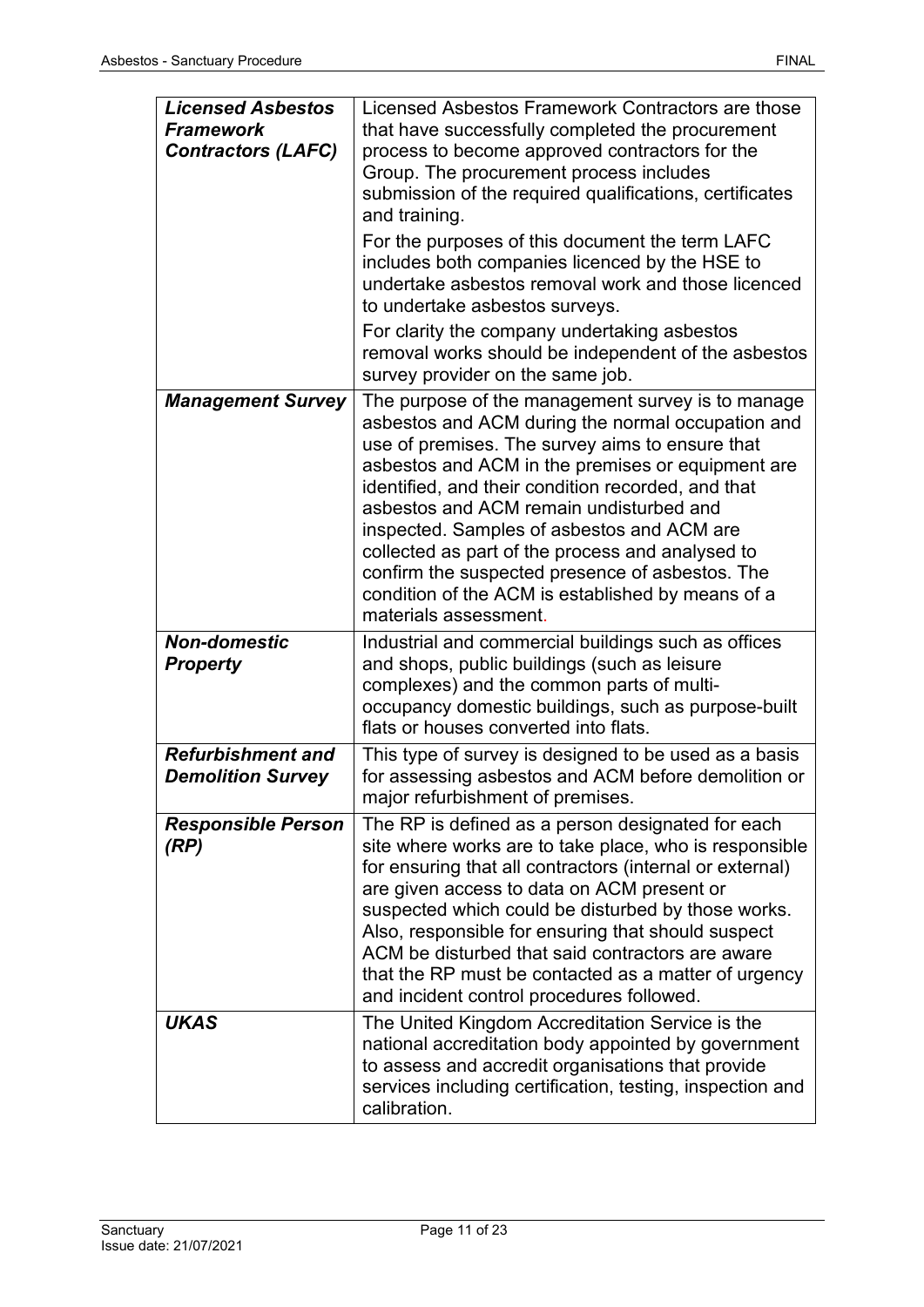| | |
|---|---|
| ***Licensed Asbestos Framework Contractors (LAFC)*** | Licensed Asbestos Framework Contractors are those that have successfully completed the procurement process to become approved contractors for the Group. The procurement process includes submission of the required qualifications, certificates and training.<br><br>For the purposes of this document the term LAFC includes both companies licenced by the HSE to undertake asbestos removal work and those licenced to undertake asbestos surveys.<br><br>For clarity the company undertaking asbestos removal works should be independent of the asbestos survey provider on the same job. |
| ***Management Survey*** | The purpose of the management survey is to manage asbestos and ACM during the normal occupation and use of premises. The survey aims to ensure that asbestos and ACM in the premises or equipment are identified, and their condition recorded, and that asbestos and ACM remain undisturbed and inspected. Samples of asbestos and ACM are collected as part of the process and analysed to confirm the suspected presence of asbestos. The condition of the ACM is established by means of a materials assessment. |
| ***Non-domestic Property*** | Industrial and commercial buildings such as offices and shops, public buildings (such as leisure complexes) and the common parts of multi-occupancy domestic buildings, such as purpose-built flats or houses converted into flats. |
| ***Refurbishment and Demolition Survey*** | This type of survey is designed to be used as a basis for assessing asbestos and ACM before demolition or major refurbishment of premises. |
| ***Responsible Person (RP)*** | The RP is defined as a person designated for each site where works are to take place, who is responsible for ensuring that all contractors (internal or external) are given access to data on ACM present or suspected which could be disturbed by those works. Also, responsible for ensuring that should suspect ACM be disturbed that said contractors are aware that the RP must be contacted as a matter of urgency and incident control procedures followed. |
| ***UKAS*** | The United Kingdom Accreditation Service is the national accreditation body appointed by government to assess and accredit organisations that provide services including certification, testing, inspection and calibration. |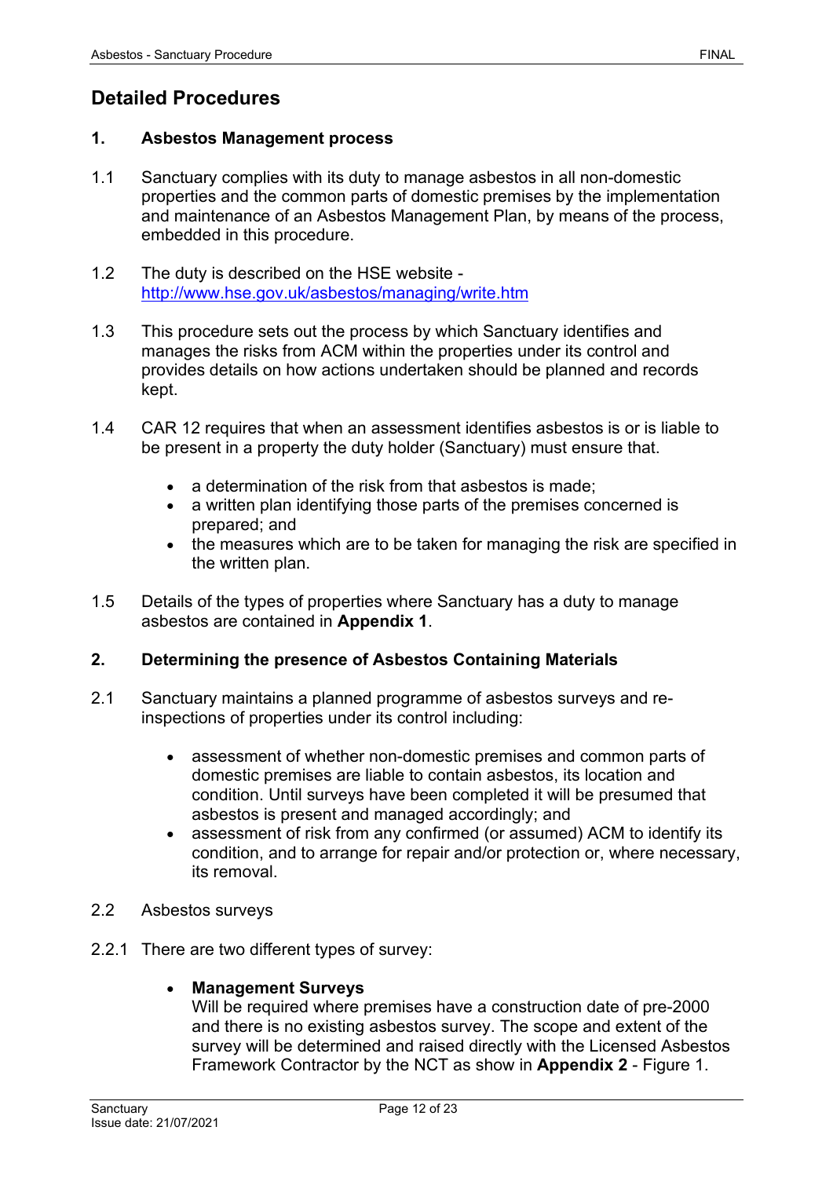## Detailed Procedures

### 1. Asbestos Management process

1.1 Sanctuary complies with its duty to manage asbestos in all non-domestic properties and the common parts of domestic premises by the implementation and maintenance of an Asbestos Management Plan, by means of the process, embedded in this procedure.

1.2 The duty is described on the HSE website - http://www.hse.gov.uk/asbestos/managing/write.htm

1.3 This procedure sets out the process by which Sanctuary identifies and manages the risks from ACM within the properties under its control and provides details on how actions undertaken should be planned and records kept.

1.4 CAR 12 requires that when an assessment identifies asbestos is or is liable to be present in a property the duty holder (Sanctuary) must ensure that.

- a determination of the risk from that asbestos is made;
- a written plan identifying those parts of the premises concerned is prepared; and
- the measures which are to be taken for managing the risk are specified in the written plan.

1.5 Details of the types of properties where Sanctuary has a duty to manage asbestos are contained in **Appendix 1**.

### 2. Determining the presence of Asbestos Containing Materials

2.1 Sanctuary maintains a planned programme of asbestos surveys and re-inspections of properties under its control including:

- assessment of whether non-domestic premises and common parts of domestic premises are liable to contain asbestos, its location and condition. Until surveys have been completed it will be presumed that asbestos is present and managed accordingly; and
- assessment of risk from any confirmed (or assumed) ACM to identify its condition, and to arrange for repair and/or protection or, where necessary, its removal.

2.2 Asbestos surveys

2.2.1 There are two different types of survey:

- **Management Surveys**
  Will be required where premises have a construction date of pre-2000 and there is no existing asbestos survey. The scope and extent of the survey will be determined and raised directly with the Licensed Asbestos Framework Contractor by the NCT as show in **Appendix 2** - Figure 1.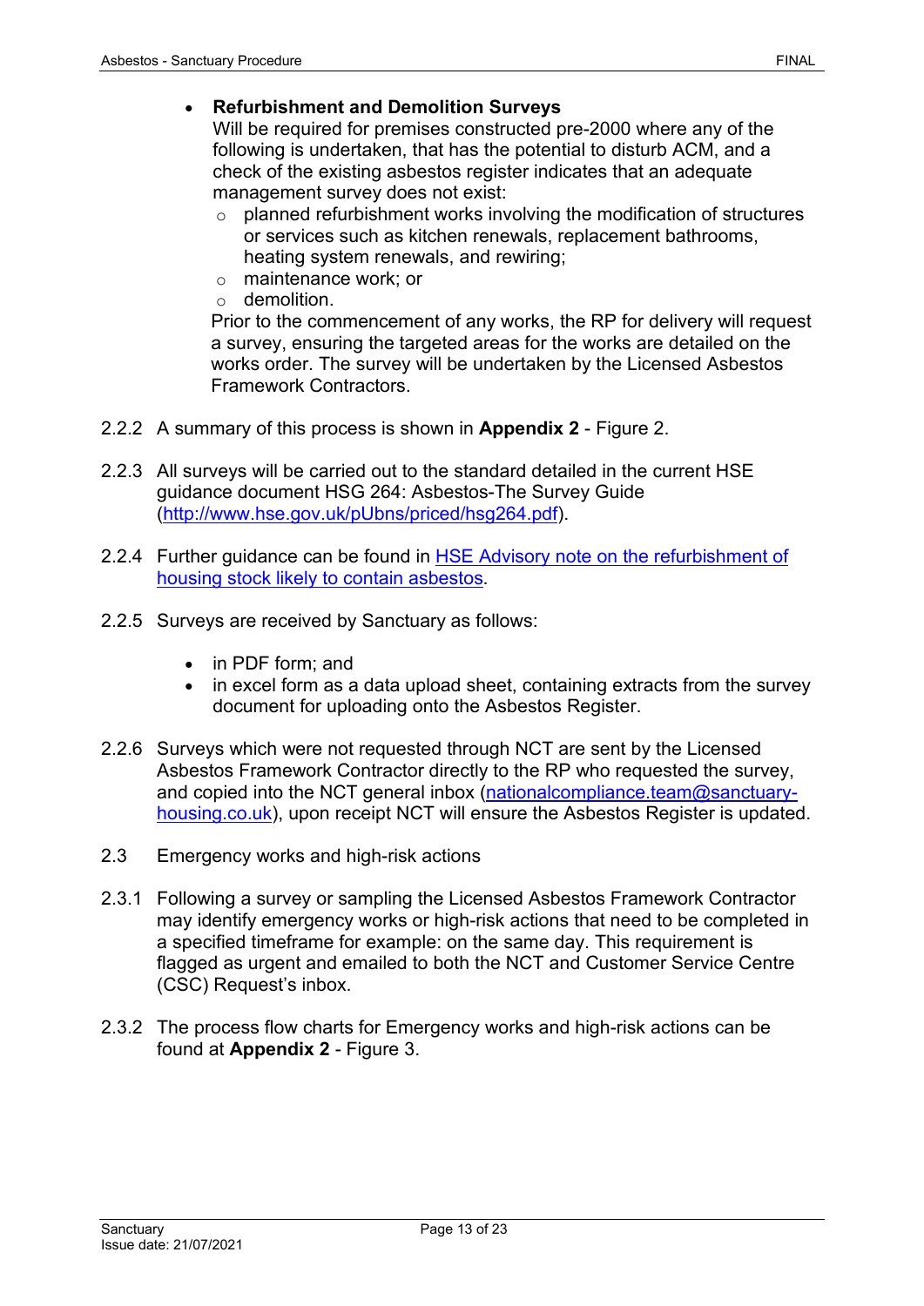- **Refurbishment and Demolition Surveys**
  Will be required for premises constructed pre-2000 where any of the following is undertaken, that has the potential to disturb ACM, and a check of the existing asbestos register indicates that an adequate management survey does not exist:
  - planned refurbishment works involving the modification of structures or services such as kitchen renewals, replacement bathrooms, heating system renewals, and rewiring;
  - maintenance work; or
  - demolition.

  Prior to the commencement of any works, the RP for delivery will request a survey, ensuring the targeted areas for the works are detailed on the works order. The survey will be undertaken by the Licensed Asbestos Framework Contractors.

2.2.2 A summary of this process is shown in **Appendix 2** - Figure 2.

2.2.3 All surveys will be carried out to the standard detailed in the current HSE guidance document HSG 264: Asbestos-The Survey Guide ([http://www.hse.gov.uk/pUbns/priced/hsg264.pdf](http://www.hse.gov.uk/pUbns/priced/hsg264.pdf)).

2.2.4 Further guidance can be found in [HSE Advisory note on the refurbishment of housing stock likely to contain asbestos](#).

2.2.5 Surveys are received by Sanctuary as follows:

- in PDF form; and
- in excel form as a data upload sheet, containing extracts from the survey document for uploading onto the Asbestos Register.

2.2.6 Surveys which were not requested through NCT are sent by the Licensed Asbestos Framework Contractor directly to the RP who requested the survey, and copied into the NCT general inbox ([nationalcompliance.team@sanctuary-housing.co.uk](mailto:nationalcompliance.team@sanctuary-housing.co.uk)), upon receipt NCT will ensure the Asbestos Register is updated.

2.3 Emergency works and high-risk actions

2.3.1 Following a survey or sampling the Licensed Asbestos Framework Contractor may identify emergency works or high-risk actions that need to be completed in a specified timeframe for example: on the same day. This requirement is flagged as urgent and emailed to both the NCT and Customer Service Centre (CSC) Request's inbox.

2.3.2 The process flow charts for Emergency works and high-risk actions can be found at **Appendix 2** - Figure 3.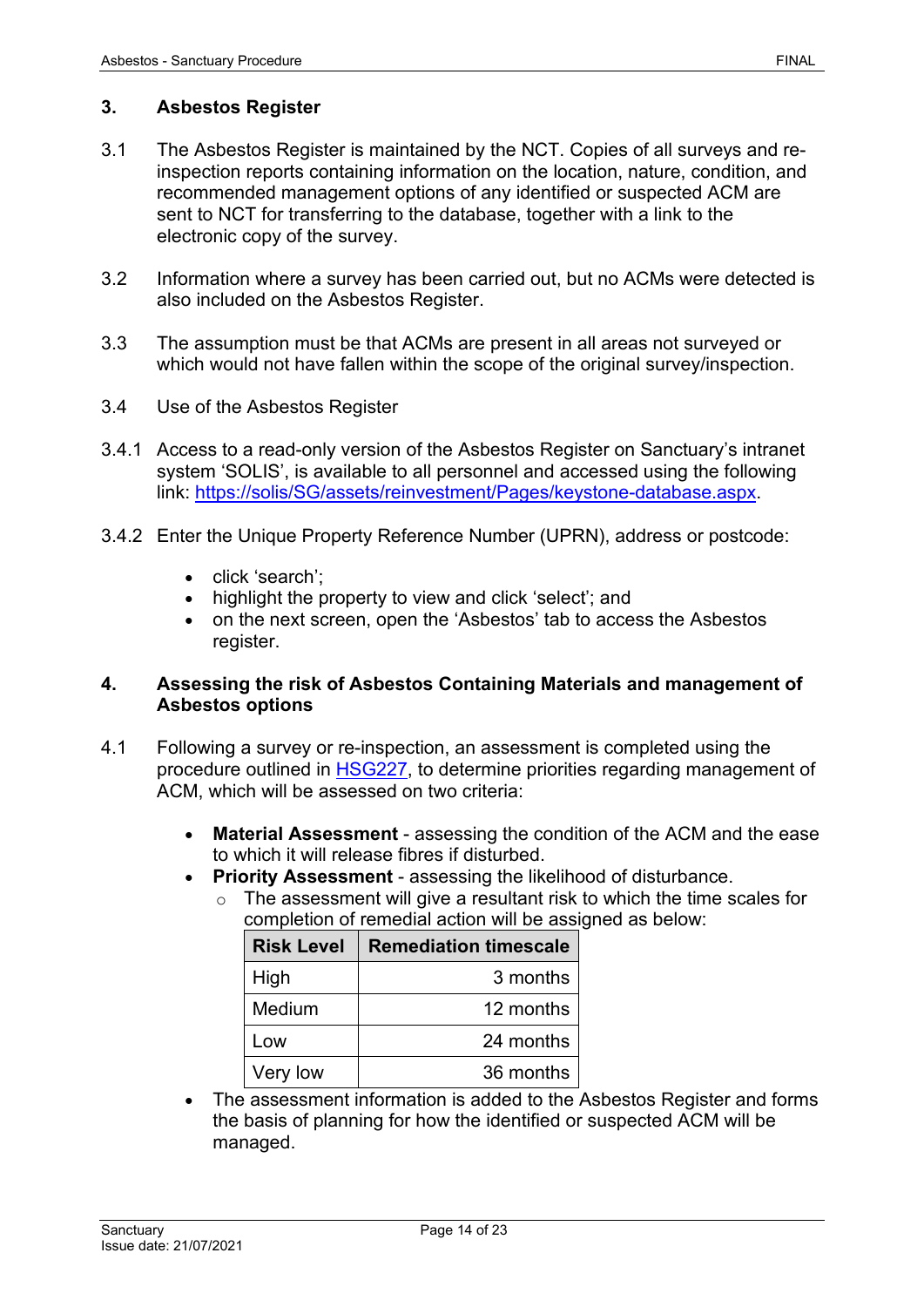## 3. Asbestos Register

3.1 The Asbestos Register is maintained by the NCT. Copies of all surveys and re-inspection reports containing information on the location, nature, condition, and recommended management options of any identified or suspected ACM are sent to NCT for transferring to the database, together with a link to the electronic copy of the survey.

3.2 Information where a survey has been carried out, but no ACMs were detected is also included on the Asbestos Register.

3.3 The assumption must be that ACMs are present in all areas not surveyed or which would not have fallen within the scope of the original survey/inspection.

3.4 Use of the Asbestos Register

3.4.1 Access to a read-only version of the Asbestos Register on Sanctuary's intranet system 'SOLIS', is available to all personnel and accessed using the following link: https://solis/SG/assets/reinvestment/Pages/keystone-database.aspx.

3.4.2 Enter the Unique Property Reference Number (UPRN), address or postcode:

- click 'search';
- highlight the property to view and click 'select'; and
- on the next screen, open the 'Asbestos' tab to access the Asbestos register.

## 4. Assessing the risk of Asbestos Containing Materials and management of Asbestos options

4.1 Following a survey or re-inspection, an assessment is completed using the procedure outlined in HSG227, to determine priorities regarding management of ACM, which will be assessed on two criteria:

- **Material Assessment** - assessing the condition of the ACM and the ease to which it will release fibres if disturbed.
- **Priority Assessment** - assessing the likelihood of disturbance.
  - The assessment will give a resultant risk to which the time scales for completion of remedial action will be assigned as below:

| Risk Level | Remediation timescale |
|---|---|
| High | 3 months |
| Medium | 12 months |
| Low | 24 months |
| Very low | 36 months |

- The assessment information is added to the Asbestos Register and forms the basis of planning for how the identified or suspected ACM will be managed.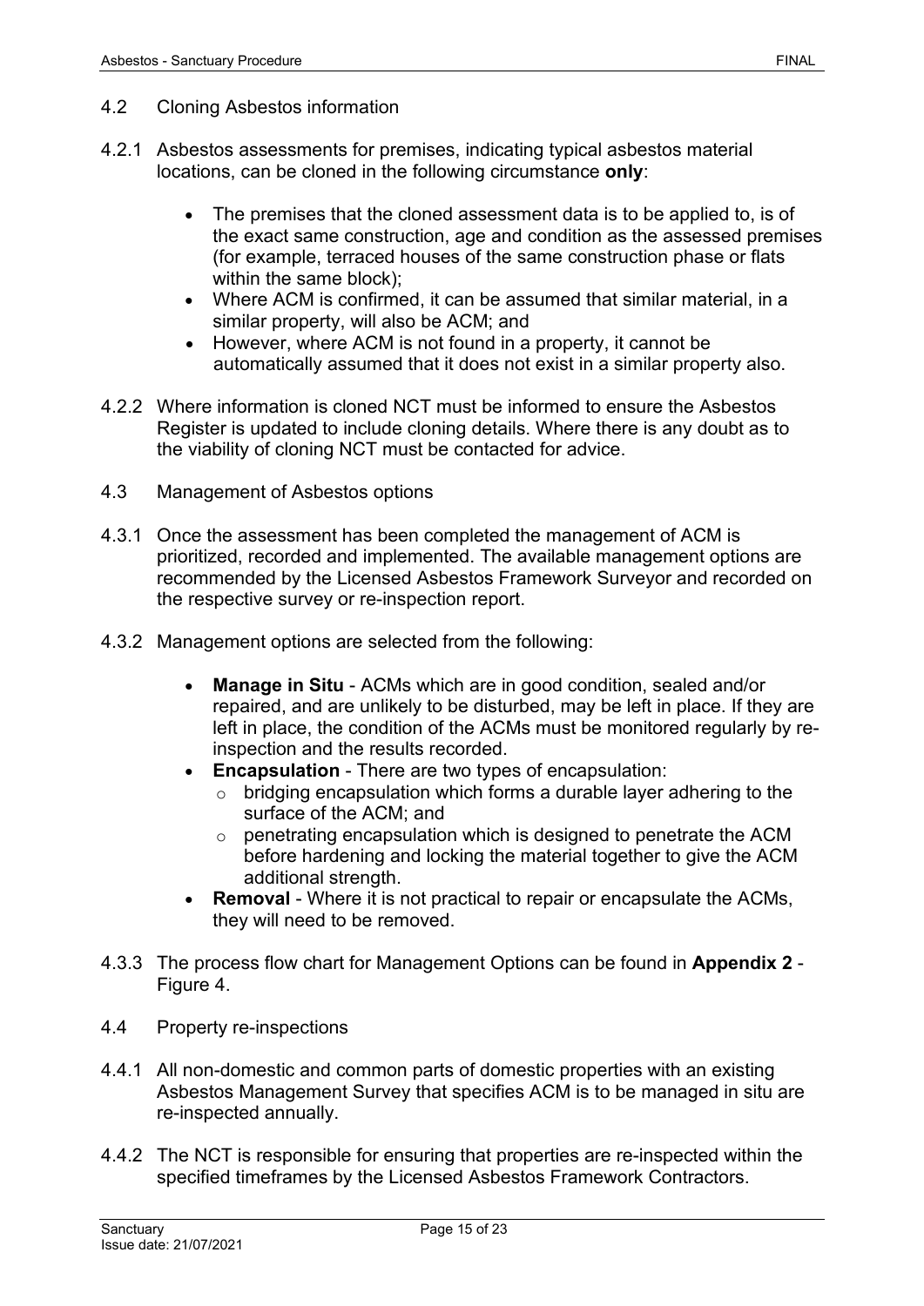## 4.2 Cloning Asbestos information

4.2.1 Asbestos assessments for premises, indicating typical asbestos material locations, can be cloned in the following circumstance **only**:

- The premises that the cloned assessment data is to be applied to, is of the exact same construction, age and condition as the assessed premises (for example, terraced houses of the same construction phase or flats within the same block);
- Where ACM is confirmed, it can be assumed that similar material, in a similar property, will also be ACM; and
- However, where ACM is not found in a property, it cannot be automatically assumed that it does not exist in a similar property also.

4.2.2 Where information is cloned NCT must be informed to ensure the Asbestos Register is updated to include cloning details. Where there is any doubt as to the viability of cloning NCT must be contacted for advice.

## 4.3 Management of Asbestos options

4.3.1 Once the assessment has been completed the management of ACM is prioritized, recorded and implemented. The available management options are recommended by the Licensed Asbestos Framework Surveyor and recorded on the respective survey or re-inspection report.

4.3.2 Management options are selected from the following:

- **Manage in Situ** - ACMs which are in good condition, sealed and/or repaired, and are unlikely to be disturbed, may be left in place. If they are left in place, the condition of the ACMs must be monitored regularly by re-inspection and the results recorded.
- **Encapsulation** - There are two types of encapsulation:
  - bridging encapsulation which forms a durable layer adhering to the surface of the ACM; and
  - penetrating encapsulation which is designed to penetrate the ACM before hardening and locking the material together to give the ACM additional strength.
- **Removal** - Where it is not practical to repair or encapsulate the ACMs, they will need to be removed.

4.3.3 The process flow chart for Management Options can be found in **Appendix 2** - Figure 4.

## 4.4 Property re-inspections

4.4.1 All non-domestic and common parts of domestic properties with an existing Asbestos Management Survey that specifies ACM is to be managed in situ are re-inspected annually.

4.4.2 The NCT is responsible for ensuring that properties are re-inspected within the specified timeframes by the Licensed Asbestos Framework Contractors.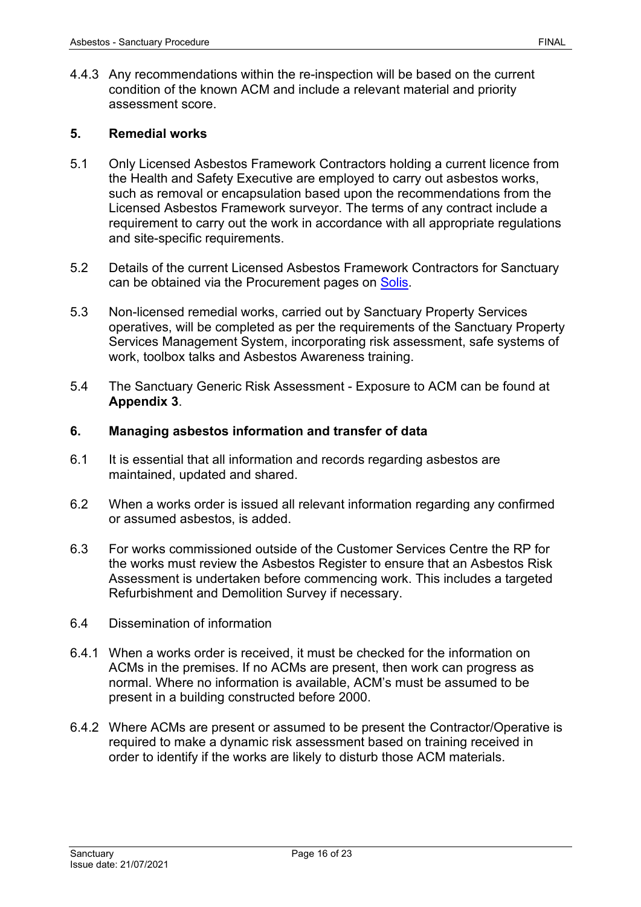4.4.3 Any recommendations within the re-inspection will be based on the current condition of the known ACM and include a relevant material and priority assessment score.

## 5. Remedial works

5.1 Only Licensed Asbestos Framework Contractors holding a current licence from the Health and Safety Executive are employed to carry out asbestos works, such as removal or encapsulation based upon the recommendations from the Licensed Asbestos Framework surveyor. The terms of any contract include a requirement to carry out the work in accordance with all appropriate regulations and site-specific requirements.

5.2 Details of the current Licensed Asbestos Framework Contractors for Sanctuary can be obtained via the Procurement pages on Solis.

5.3 Non-licensed remedial works, carried out by Sanctuary Property Services operatives, will be completed as per the requirements of the Sanctuary Property Services Management System, incorporating risk assessment, safe systems of work, toolbox talks and Asbestos Awareness training.

5.4 The Sanctuary Generic Risk Assessment - Exposure to ACM can be found at **Appendix 3**.

## 6. Managing asbestos information and transfer of data

6.1 It is essential that all information and records regarding asbestos are maintained, updated and shared.

6.2 When a works order is issued all relevant information regarding any confirmed or assumed asbestos, is added.

6.3 For works commissioned outside of the Customer Services Centre the RP for the works must review the Asbestos Register to ensure that an Asbestos Risk Assessment is undertaken before commencing work. This includes a targeted Refurbishment and Demolition Survey if necessary.

6.4 Dissemination of information

6.4.1 When a works order is received, it must be checked for the information on ACMs in the premises. If no ACMs are present, then work can progress as normal. Where no information is available, ACM's must be assumed to be present in a building constructed before 2000.

6.4.2 Where ACMs are present or assumed to be present the Contractor/Operative is required to make a dynamic risk assessment based on training received in order to identify if the works are likely to disturb those ACM materials.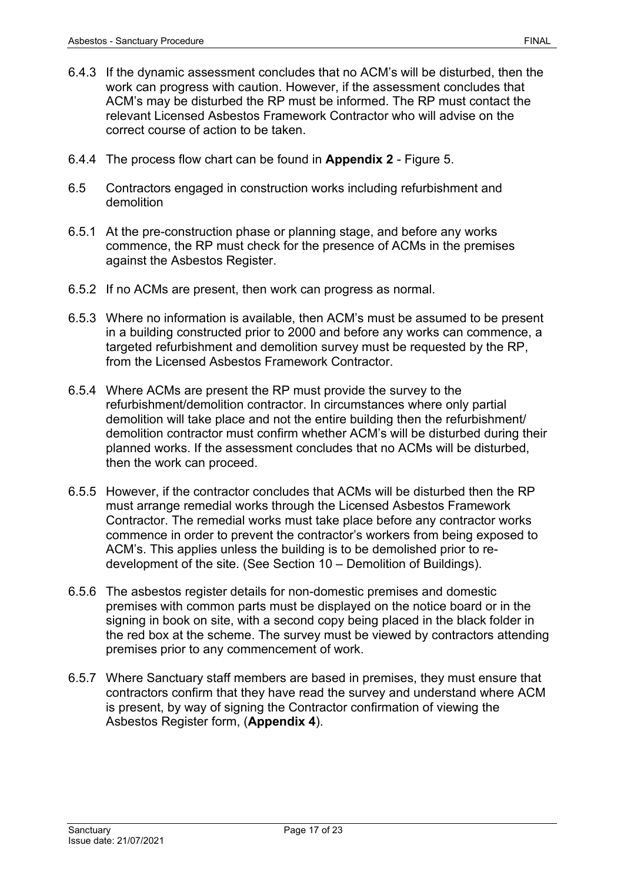6.4.3 If the dynamic assessment concludes that no ACM's will be disturbed, then the work can progress with caution. However, if the assessment concludes that ACM's may be disturbed the RP must be informed. The RP must contact the relevant Licensed Asbestos Framework Contractor who will advise on the correct course of action to be taken.

6.4.4 The process flow chart can be found in **Appendix 2** - Figure 5.

6.5 Contractors engaged in construction works including refurbishment and demolition

6.5.1 At the pre-construction phase or planning stage, and before any works commence, the RP must check for the presence of ACMs in the premises against the Asbestos Register.

6.5.2 If no ACMs are present, then work can progress as normal.

6.5.3 Where no information is available, then ACM's must be assumed to be present in a building constructed prior to 2000 and before any works can commence, a targeted refurbishment and demolition survey must be requested by the RP, from the Licensed Asbestos Framework Contractor.

6.5.4 Where ACMs are present the RP must provide the survey to the refurbishment/demolition contractor. In circumstances where only partial demolition will take place and not the entire building then the refurbishment/ demolition contractor must confirm whether ACM's will be disturbed during their planned works. If the assessment concludes that no ACMs will be disturbed, then the work can proceed.

6.5.5 However, if the contractor concludes that ACMs will be disturbed then the RP must arrange remedial works through the Licensed Asbestos Framework Contractor. The remedial works must take place before any contractor works commence in order to prevent the contractor's workers from being exposed to ACM's. This applies unless the building is to be demolished prior to re-development of the site. (See Section 10 – Demolition of Buildings).

6.5.6 The asbestos register details for non-domestic premises and domestic premises with common parts must be displayed on the notice board or in the signing in book on site, with a second copy being placed in the black folder in the red box at the scheme. The survey must be viewed by contractors attending premises prior to any commencement of work.

6.5.7 Where Sanctuary staff members are based in premises, they must ensure that contractors confirm that they have read the survey and understand where ACM is present, by way of signing the Contractor confirmation of viewing the Asbestos Register form, (**Appendix 4**).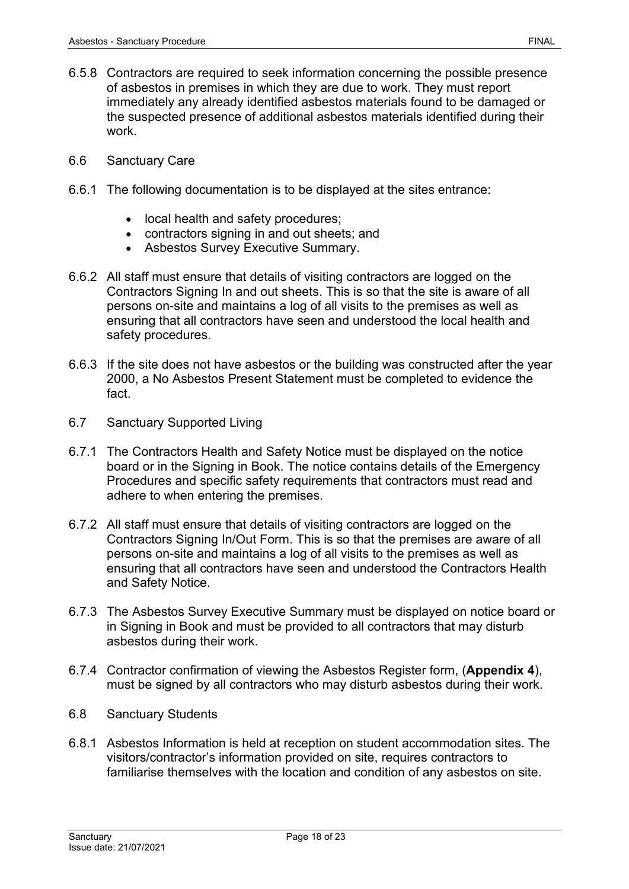6.5.8 Contractors are required to seek information concerning the possible presence of asbestos in premises in which they are due to work. They must report immediately any already identified asbestos materials found to be damaged or the suspected presence of additional asbestos materials identified during their work.

6.6 Sanctuary Care

6.6.1 The following documentation is to be displayed at the sites entrance:

- local health and safety procedures;
- contractors signing in and out sheets; and
- Asbestos Survey Executive Summary.

6.6.2 All staff must ensure that details of visiting contractors are logged on the Contractors Signing In and out sheets. This is so that the site is aware of all persons on-site and maintains a log of all visits to the premises as well as ensuring that all contractors have seen and understood the local health and safety procedures.

6.6.3 If the site does not have asbestos or the building was constructed after the year 2000, a No Asbestos Present Statement must be completed to evidence the fact.

6.7 Sanctuary Supported Living

6.7.1 The Contractors Health and Safety Notice must be displayed on the notice board or in the Signing in Book. The notice contains details of the Emergency Procedures and specific safety requirements that contractors must read and adhere to when entering the premises.

6.7.2 All staff must ensure that details of visiting contractors are logged on the Contractors Signing In/Out Form. This is so that the premises are aware of all persons on-site and maintains a log of all visits to the premises as well as ensuring that all contractors have seen and understood the Contractors Health and Safety Notice.

6.7.3 The Asbestos Survey Executive Summary must be displayed on notice board or in Signing in Book and must be provided to all contractors that may disturb asbestos during their work.

6.7.4 Contractor confirmation of viewing the Asbestos Register form, (**Appendix 4**), must be signed by all contractors who may disturb asbestos during their work.

6.8 Sanctuary Students

6.8.1 Asbestos Information is held at reception on student accommodation sites. The visitors/contractor's information provided on site, requires contractors to familiarise themselves with the location and condition of any asbestos on site.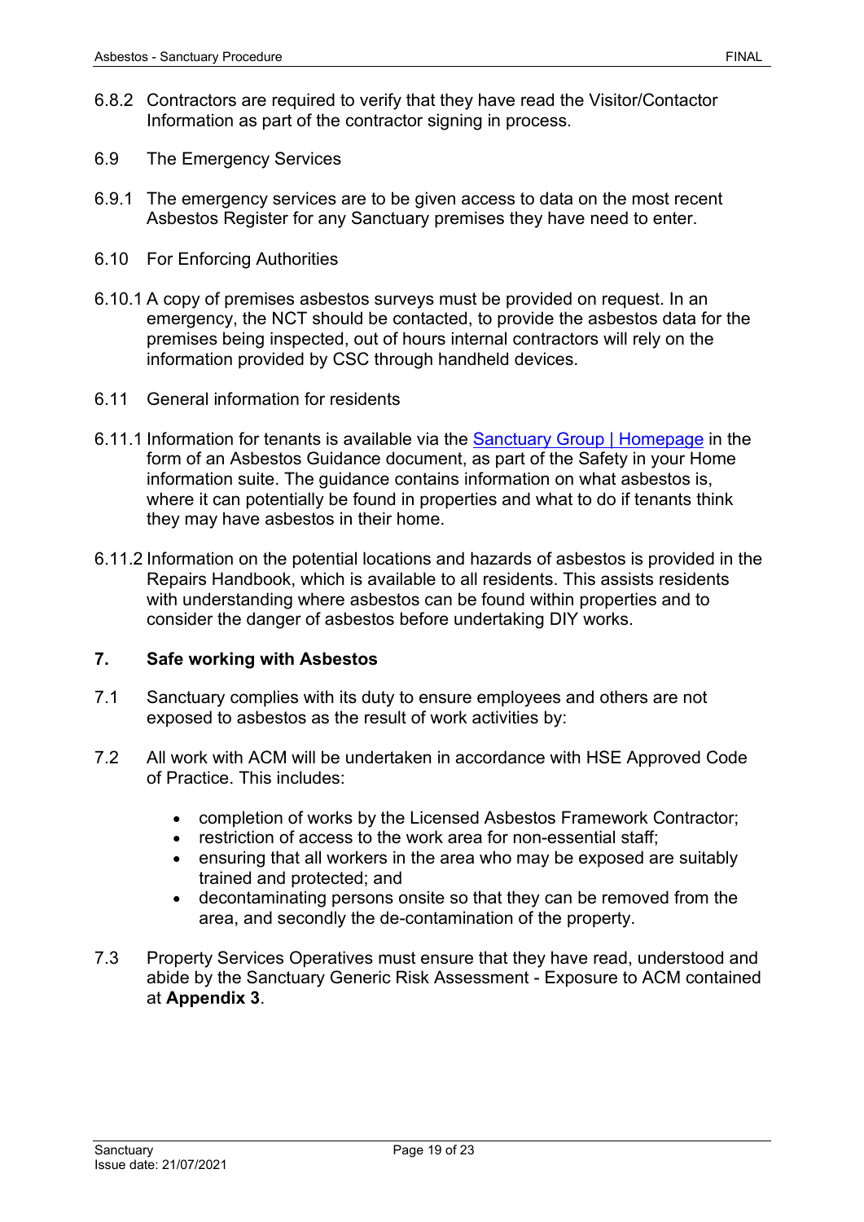6.8.2 Contractors are required to verify that they have read the Visitor/Contactor Information as part of the contractor signing in process.

6.9 The Emergency Services

6.9.1 The emergency services are to be given access to data on the most recent Asbestos Register for any Sanctuary premises they have need to enter.

6.10 For Enforcing Authorities

6.10.1 A copy of premises asbestos surveys must be provided on request. In an emergency, the NCT should be contacted, to provide the asbestos data for the premises being inspected, out of hours internal contractors will rely on the information provided by CSC through handheld devices.

6.11 General information for residents

6.11.1 Information for tenants is available via the [Sanctuary Group | Homepage] in the form of an Asbestos Guidance document, as part of the Safety in your Home information suite. The guidance contains information on what asbestos is, where it can potentially be found in properties and what to do if tenants think they may have asbestos in their home.

6.11.2 Information on the potential locations and hazards of asbestos is provided in the Repairs Handbook, which is available to all residents. This assists residents with understanding where asbestos can be found within properties and to consider the danger of asbestos before undertaking DIY works.

## 7. Safe working with Asbestos

7.1 Sanctuary complies with its duty to ensure employees and others are not exposed to asbestos as the result of work activities by:

7.2 All work with ACM will be undertaken in accordance with HSE Approved Code of Practice. This includes:

- completion of works by the Licensed Asbestos Framework Contractor;
- restriction of access to the work area for non-essential staff;
- ensuring that all workers in the area who may be exposed are suitably trained and protected; and
- decontaminating persons onsite so that they can be removed from the area, and secondly the de-contamination of the property.

7.3 Property Services Operatives must ensure that they have read, understood and abide by the Sanctuary Generic Risk Assessment - Exposure to ACM contained at **Appendix 3**.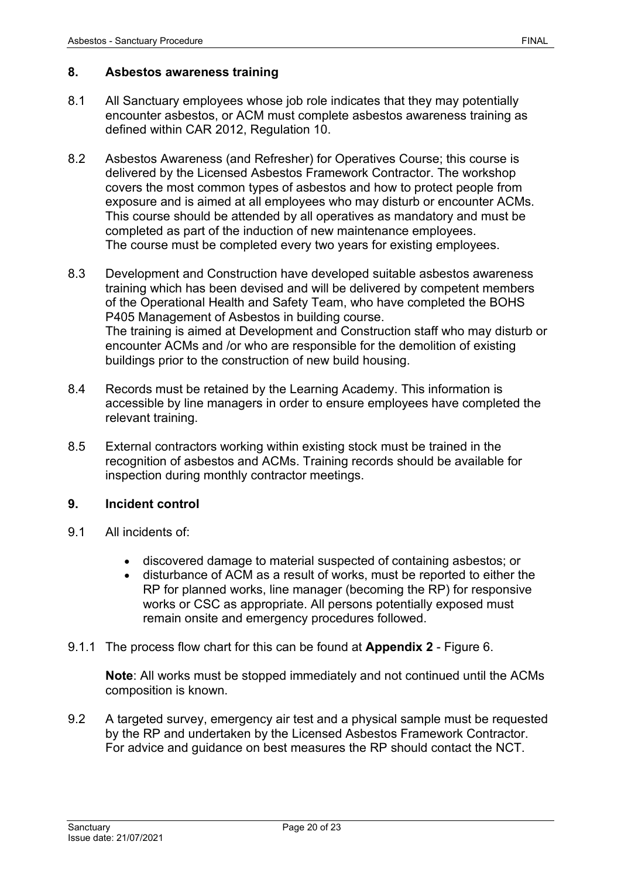## 8. Asbestos awareness training

8.1 All Sanctuary employees whose job role indicates that they may potentially encounter asbestos, or ACM must complete asbestos awareness training as defined within CAR 2012, Regulation 10.

8.2 Asbestos Awareness (and Refresher) for Operatives Course; this course is delivered by the Licensed Asbestos Framework Contractor. The workshop covers the most common types of asbestos and how to protect people from exposure and is aimed at all employees who may disturb or encounter ACMs. This course should be attended by all operatives as mandatory and must be completed as part of the induction of new maintenance employees.
The course must be completed every two years for existing employees.

8.3 Development and Construction have developed suitable asbestos awareness training which has been devised and will be delivered by competent members of the Operational Health and Safety Team, who have completed the BOHS P405 Management of Asbestos in building course.
The training is aimed at Development and Construction staff who may disturb or encounter ACMs and /or who are responsible for the demolition of existing buildings prior to the construction of new build housing.

8.4 Records must be retained by the Learning Academy. This information is accessible by line managers in order to ensure employees have completed the relevant training.

8.5 External contractors working within existing stock must be trained in the recognition of asbestos and ACMs. Training records should be available for inspection during monthly contractor meetings.

## 9. Incident control

9.1 All incidents of:

- discovered damage to material suspected of containing asbestos; or
- disturbance of ACM as a result of works, must be reported to either the RP for planned works, line manager (becoming the RP) for responsive works or CSC as appropriate. All persons potentially exposed must remain onsite and emergency procedures followed.

9.1.1 The process flow chart for this can be found at **Appendix 2** - Figure 6.

**Note**: All works must be stopped immediately and not continued until the ACMs composition is known.

9.2 A targeted survey, emergency air test and a physical sample must be requested by the RP and undertaken by the Licensed Asbestos Framework Contractor. For advice and guidance on best measures the RP should contact the NCT.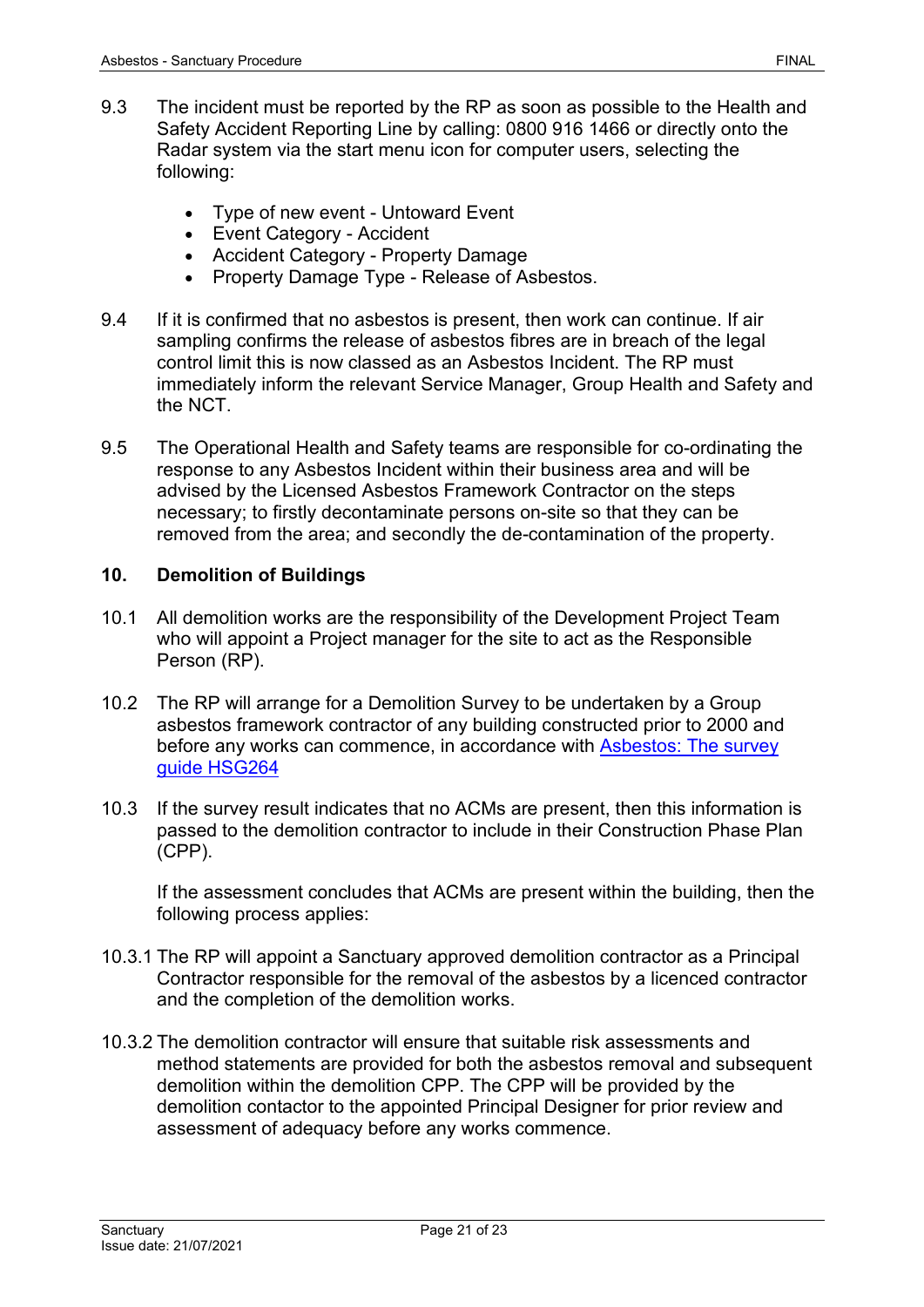9.3 The incident must be reported by the RP as soon as possible to the Health and Safety Accident Reporting Line by calling: 0800 916 1466 or directly onto the Radar system via the start menu icon for computer users, selecting the following:

- Type of new event - Untoward Event
- Event Category - Accident
- Accident Category - Property Damage
- Property Damage Type - Release of Asbestos.

9.4 If it is confirmed that no asbestos is present, then work can continue. If air sampling confirms the release of asbestos fibres are in breach of the legal control limit this is now classed as an Asbestos Incident. The RP must immediately inform the relevant Service Manager, Group Health and Safety and the NCT.

9.5 The Operational Health and Safety teams are responsible for co-ordinating the response to any Asbestos Incident within their business area and will be advised by the Licensed Asbestos Framework Contractor on the steps necessary; to firstly decontaminate persons on-site so that they can be removed from the area; and secondly the de-contamination of the property.

## 10. Demolition of Buildings

10.1 All demolition works are the responsibility of the Development Project Team who will appoint a Project manager for the site to act as the Responsible Person (RP).

10.2 The RP will arrange for a Demolition Survey to be undertaken by a Group asbestos framework contractor of any building constructed prior to 2000 and before any works can commence, in accordance with Asbestos: The survey guide HSG264

10.3 If the survey result indicates that no ACMs are present, then this information is passed to the demolition contractor to include in their Construction Phase Plan (CPP).

If the assessment concludes that ACMs are present within the building, then the following process applies:

10.3.1 The RP will appoint a Sanctuary approved demolition contractor as a Principal Contractor responsible for the removal of the asbestos by a licenced contractor and the completion of the demolition works.

10.3.2 The demolition contractor will ensure that suitable risk assessments and method statements are provided for both the asbestos removal and subsequent demolition within the demolition CPP. The CPP will be provided by the demolition contactor to the appointed Principal Designer for prior review and assessment of adequacy before any works commence.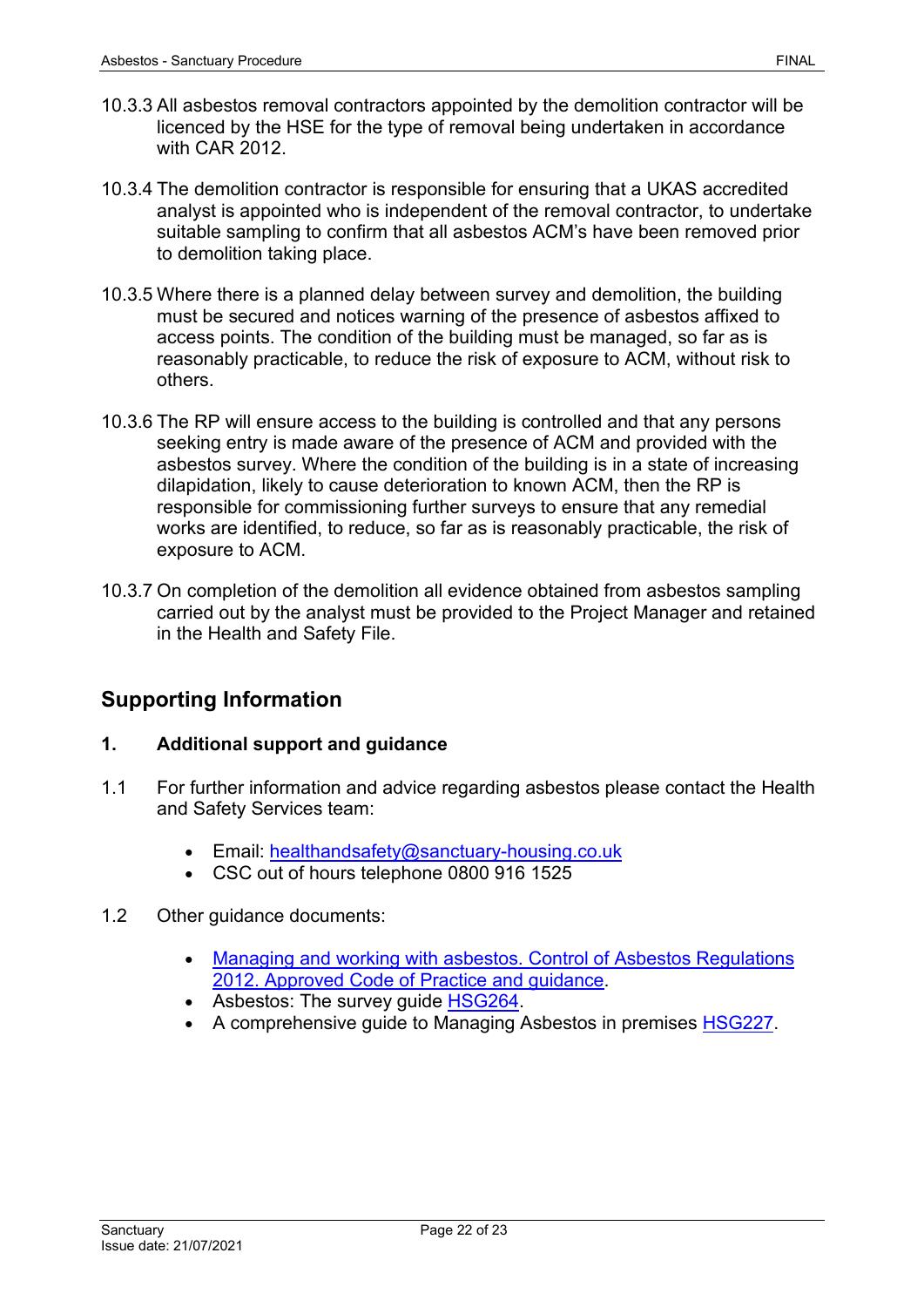10.3.3 All asbestos removal contractors appointed by the demolition contractor will be licenced by the HSE for the type of removal being undertaken in accordance with CAR 2012.

10.3.4 The demolition contractor is responsible for ensuring that a UKAS accredited analyst is appointed who is independent of the removal contractor, to undertake suitable sampling to confirm that all asbestos ACM's have been removed prior to demolition taking place.

10.3.5 Where there is a planned delay between survey and demolition, the building must be secured and notices warning of the presence of asbestos affixed to access points. The condition of the building must be managed, so far as is reasonably practicable, to reduce the risk of exposure to ACM, without risk to others.

10.3.6 The RP will ensure access to the building is controlled and that any persons seeking entry is made aware of the presence of ACM and provided with the asbestos survey. Where the condition of the building is in a state of increasing dilapidation, likely to cause deterioration to known ACM, then the RP is responsible for commissioning further surveys to ensure that any remedial works are identified, to reduce, so far as is reasonably practicable, the risk of exposure to ACM.

10.3.7 On completion of the demolition all evidence obtained from asbestos sampling carried out by the analyst must be provided to the Project Manager and retained in the Health and Safety File.

## Supporting Information

### 1. Additional support and guidance

1.1 For further information and advice regarding asbestos please contact the Health and Safety Services team:

- Email: healthandsafety@sanctuary-housing.co.uk
- CSC out of hours telephone 0800 916 1525

1.2 Other guidance documents:

- Managing and working with asbestos. Control of Asbestos Regulations 2012. Approved Code of Practice and guidance.
- Asbestos: The survey guide HSG264.
- A comprehensive guide to Managing Asbestos in premises HSG227.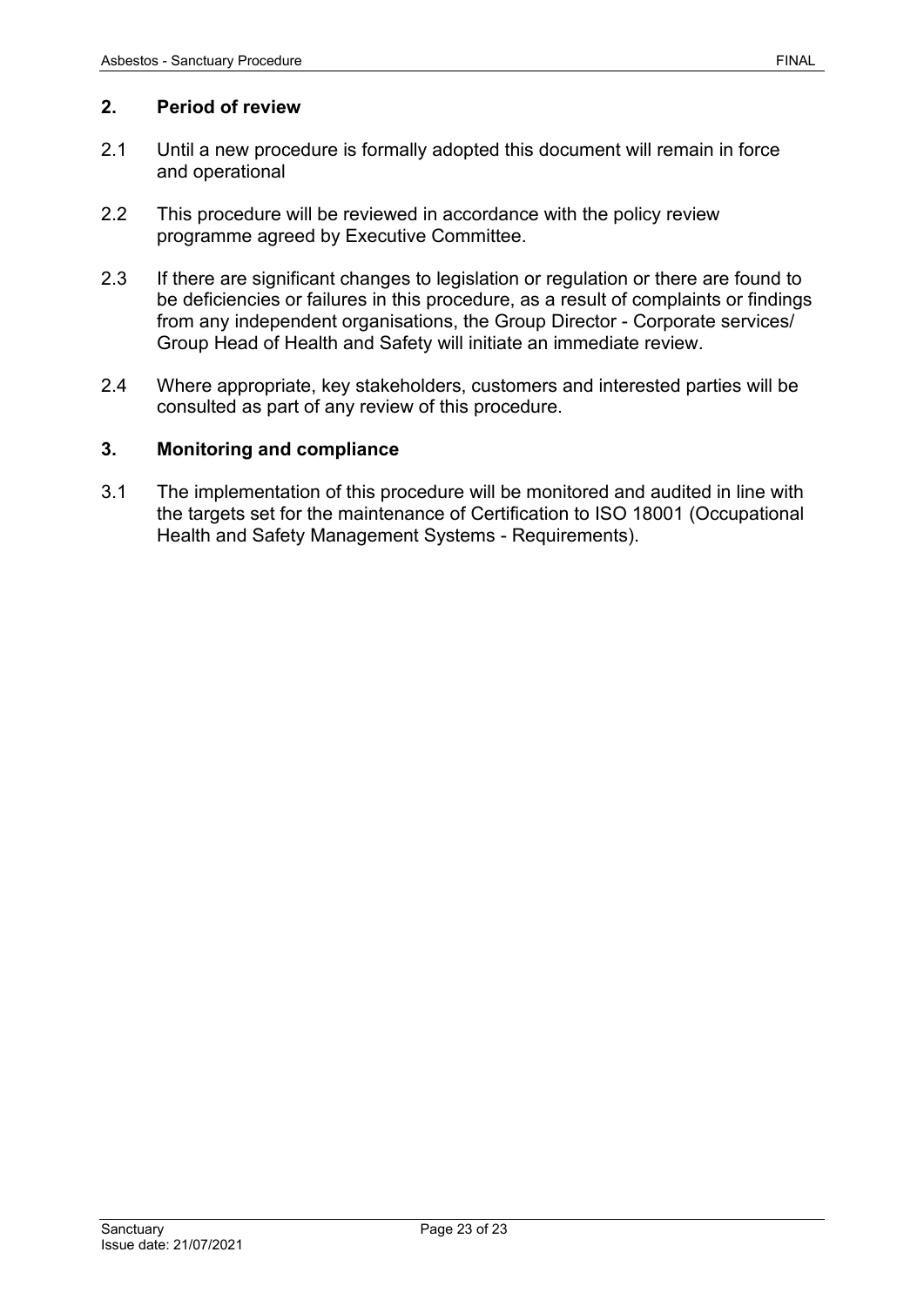## 2. Period of review

2.1 Until a new procedure is formally adopted this document will remain in force and operational

2.2 This procedure will be reviewed in accordance with the policy review programme agreed by Executive Committee.

2.3 If there are significant changes to legislation or regulation or there are found to be deficiencies or failures in this procedure, as a result of complaints or findings from any independent organisations, the Group Director - Corporate services/ Group Head of Health and Safety will initiate an immediate review.

2.4 Where appropriate, key stakeholders, customers and interested parties will be consulted as part of any review of this procedure.

## 3. Monitoring and compliance

3.1 The implementation of this procedure will be monitored and audited in line with the targets set for the maintenance of Certification to ISO 18001 (Occupational Health and Safety Management Systems - Requirements).